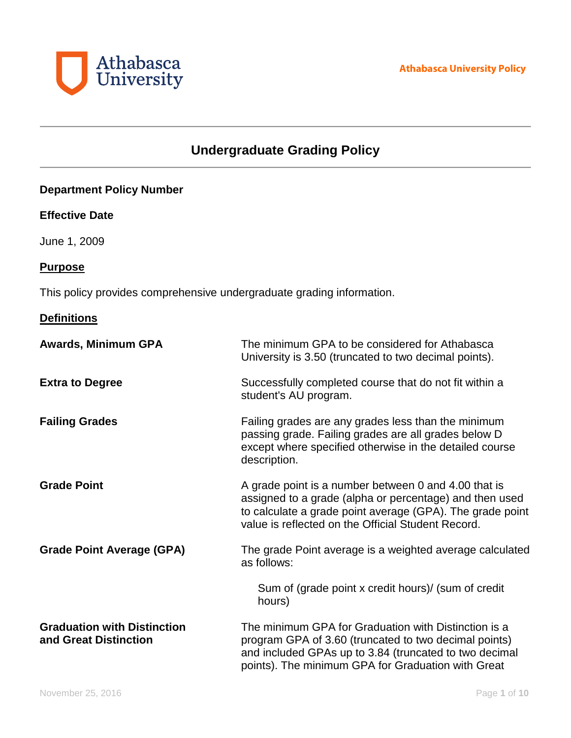# Undergraduate Grading Policy

**Department Policy Number**

**Effective Date**

June 1, 2009

## Purpose

This policy provides comprehensive undergraduate grading information.

## Definitions

**Awards, Minimum GPA**

The minimum GPA to be considered for Athabasca University is 3.50 (truncated to two decimal points).

**Extra to Degree**

Successfully completed course that do not fit within a student's AU program.

**Failing Grades**

Failing grades are any grades less than the minimum passing grade. Failing grades are all grades below D except where specified otherwise in the detailed course description.

**Grade Point**

A grade point is a number between 0 and 4.00 that is assigned to a grade (alpha or percentage) and then used to calculate a grade point average (GPA). The grade point value is reflected on the Official Student Record.

**Grade Point Average (GPA)**

The grade Point average is a weighted average calculated as follows:

> Sum of (grade point x credit hours)/ (sum of credit hours)

**Graduation with Distinction and Great Distinction**

The minimum GPA for Graduation with Distinction is a program GPA of 3.60 (truncated to two decimal points) and included GPAs up to 3.84 (truncated to two decimal points). The minimum GPA for Graduation with Great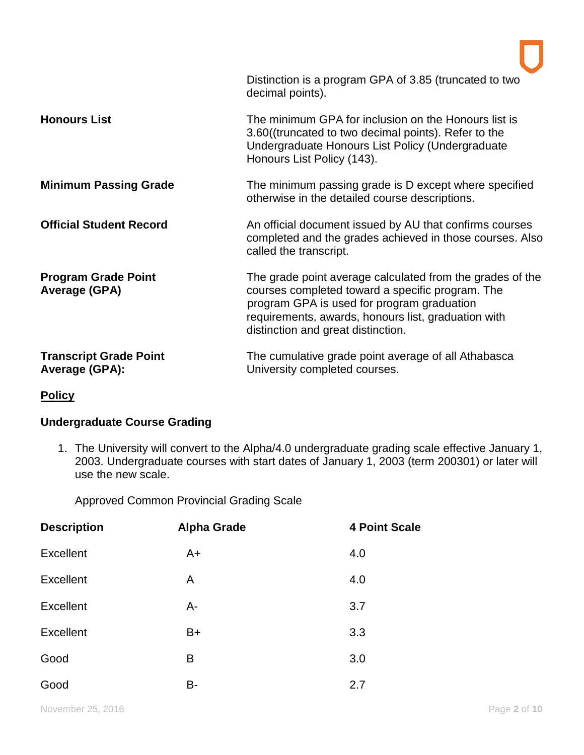| | |
|---|---|
| | Distinction is a program GPA of 3.85 (truncated to two decimal points). |
| **Honours List** | The minimum GPA for inclusion on the Honours list is 3.60((truncated to two decimal points). Refer to the Undergraduate Honours List Policy (Undergraduate Honours List Policy (143). |
| **Minimum Passing Grade** | The minimum passing grade is D except where specified otherwise in the detailed course descriptions. |
| **Official Student Record** | An official document issued by AU that confirms courses completed and the grades achieved in those courses. Also called the transcript. |
| **Program Grade Point Average (GPA)** | The grade point average calculated from the grades of the courses completed toward a specific program. The program GPA is used for program graduation requirements, awards, honours list, graduation with distinction and great distinction. |
| **Transcript Grade Point Average (GPA):** | The cumulative grade point average of all Athabasca University completed courses. |

## Policy

### Undergraduate Course Grading

1. The University will convert to the Alpha/4.0 undergraduate grading scale effective January 1, 2003. Undergraduate courses with start dates of January 1, 2003 (term 200301) or later will use the new scale.

   Approved Common Provincial Grading Scale

| Description | Alpha Grade | 4 Point Scale |
|---|---|---|
| Excellent | A+ | 4.0 |
| Excellent | A | 4.0 |
| Excellent | A- | 3.7 |
| Excellent | B+ | 3.3 |
| Good | B | 3.0 |
| Good | B- | 2.7 |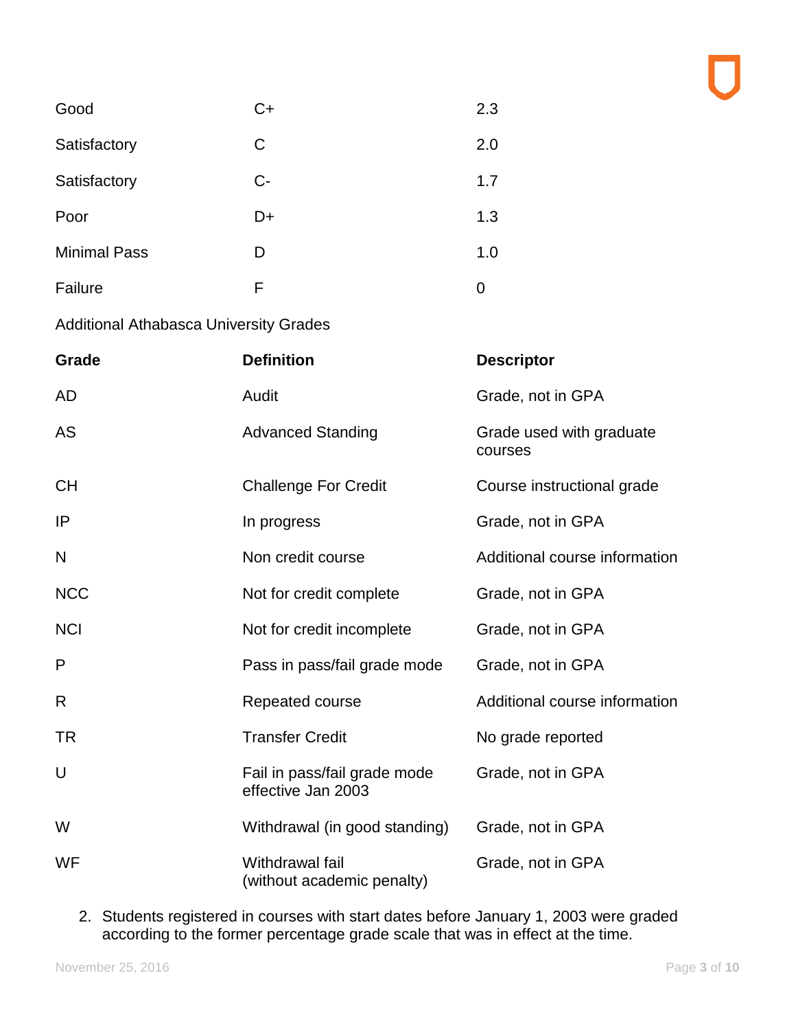| | | |
|---|---|---|
| Good | C+ | 2.3 |
| Satisfactory | C | 2.0 |
| Satisfactory | C- | 1.7 |
| Poor | D+ | 1.3 |
| Minimal Pass | D | 1.0 |
| Failure | F | 0 |

Additional Athabasca University Grades

| **Grade** | **Definition** | **Descriptor** |
|---|---|---|
| AD | Audit | Grade, not in GPA |
| AS | Advanced Standing | Grade used with graduate courses |
| CH | Challenge For Credit | Course instructional grade |
| IP | In progress | Grade, not in GPA |
| N | Non credit course | Additional course information |
| NCC | Not for credit complete | Grade, not in GPA |
| NCI | Not for credit incomplete | Grade, not in GPA |
| P | Pass in pass/fail grade mode | Grade, not in GPA |
| R | Repeated course | Additional course information |
| TR | Transfer Credit | No grade reported |
| U | Fail in pass/fail grade mode effective Jan 2003 | Grade, not in GPA |
| W | Withdrawal (in good standing) | Grade, not in GPA |
| WF | Withdrawal fail (without academic penalty) | Grade, not in GPA |

2. Students registered in courses with start dates before January 1, 2003 were graded according to the former percentage grade scale that was in effect at the time.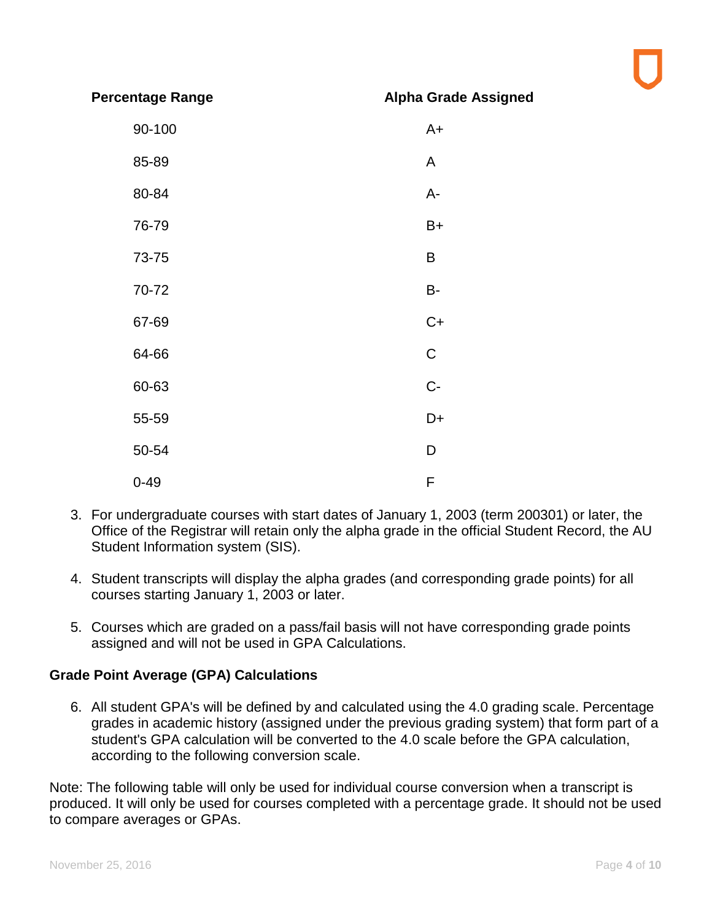| Percentage Range | Alpha Grade Assigned |
|---|---|
| 90-100 | A+ |
| 85-89 | A |
| 80-84 | A- |
| 76-79 | B+ |
| 73-75 | B |
| 70-72 | B- |
| 67-69 | C+ |
| 64-66 | C |
| 60-63 | C- |
| 55-59 | D+ |
| 50-54 | D |
| 0-49 | F |

3. For undergraduate courses with start dates of January 1, 2003 (term 200301) or later, the Office of the Registrar will retain only the alpha grade in the official Student Record, the AU Student Information system (SIS).

4. Student transcripts will display the alpha grades (and corresponding grade points) for all courses starting January 1, 2003 or later.

5. Courses which are graded on a pass/fail basis will not have corresponding grade points assigned and will not be used in GPA Calculations.

**Grade Point Average (GPA) Calculations**

6. All student GPA's will be defined by and calculated using the 4.0 grading scale. Percentage grades in academic history (assigned under the previous grading system) that form part of a student's GPA calculation will be converted to the 4.0 scale before the GPA calculation, according to the following conversion scale.

Note: The following table will only be used for individual course conversion when a transcript is produced. It will only be used for courses completed with a percentage grade. It should not be used to compare averages or GPAs.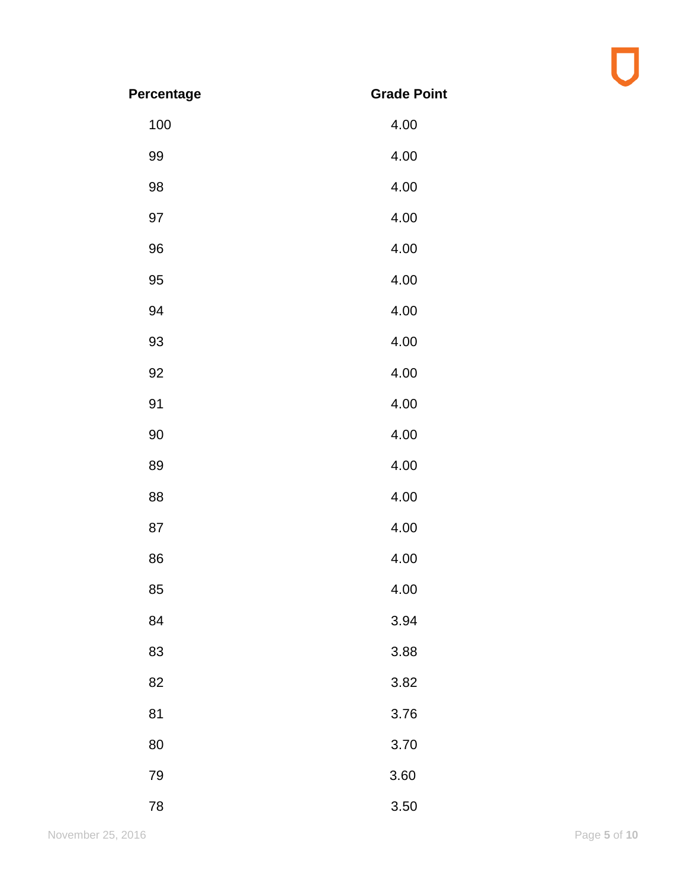| Percentage | Grade Point |
| --- | --- |
| 100 | 4.00 |
| 99 | 4.00 |
| 98 | 4.00 |
| 97 | 4.00 |
| 96 | 4.00 |
| 95 | 4.00 |
| 94 | 4.00 |
| 93 | 4.00 |
| 92 | 4.00 |
| 91 | 4.00 |
| 90 | 4.00 |
| 89 | 4.00 |
| 88 | 4.00 |
| 87 | 4.00 |
| 86 | 4.00 |
| 85 | 4.00 |
| 84 | 3.94 |
| 83 | 3.88 |
| 82 | 3.82 |
| 81 | 3.76 |
| 80 | 3.70 |
| 79 | 3.60 |
| 78 | 3.50 |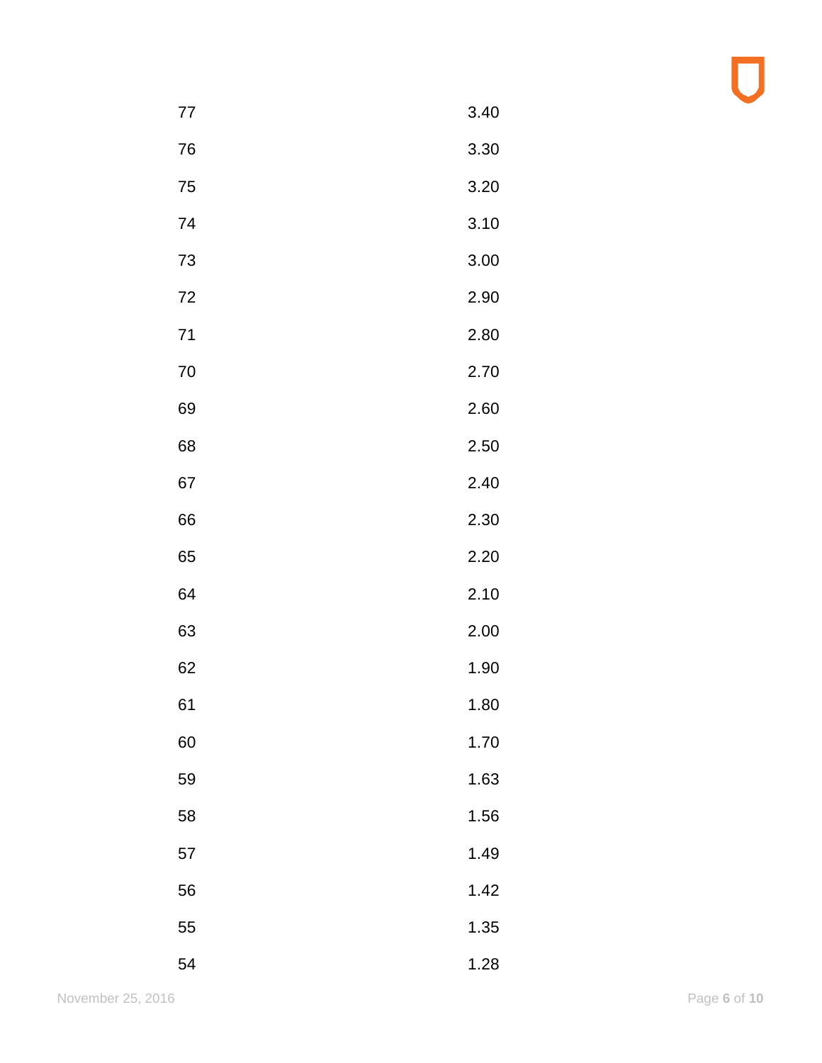| | |
|---|---|
| 77 | 3.40 |
| 76 | 3.30 |
| 75 | 3.20 |
| 74 | 3.10 |
| 73 | 3.00 |
| 72 | 2.90 |
| 71 | 2.80 |
| 70 | 2.70 |
| 69 | 2.60 |
| 68 | 2.50 |
| 67 | 2.40 |
| 66 | 2.30 |
| 65 | 2.20 |
| 64 | 2.10 |
| 63 | 2.00 |
| 62 | 1.90 |
| 61 | 1.80 |
| 60 | 1.70 |
| 59 | 1.63 |
| 58 | 1.56 |
| 57 | 1.49 |
| 56 | 1.42 |
| 55 | 1.35 |
| 54 | 1.28 |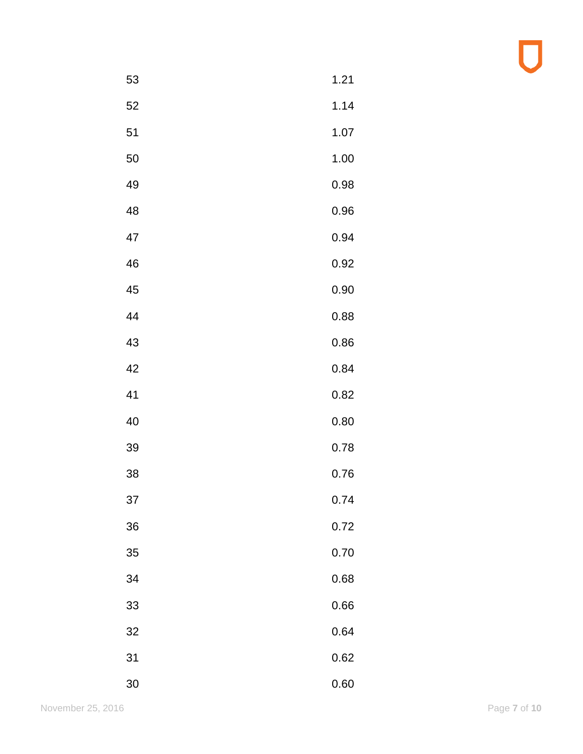| | |
|---|---|
| 53 | 1.21 |
| 52 | 1.14 |
| 51 | 1.07 |
| 50 | 1.00 |
| 49 | 0.98 |
| 48 | 0.96 |
| 47 | 0.94 |
| 46 | 0.92 |
| 45 | 0.90 |
| 44 | 0.88 |
| 43 | 0.86 |
| 42 | 0.84 |
| 41 | 0.82 |
| 40 | 0.80 |
| 39 | 0.78 |
| 38 | 0.76 |
| 37 | 0.74 |
| 36 | 0.72 |
| 35 | 0.70 |
| 34 | 0.68 |
| 33 | 0.66 |
| 32 | 0.64 |
| 31 | 0.62 |
| 30 | 0.60 |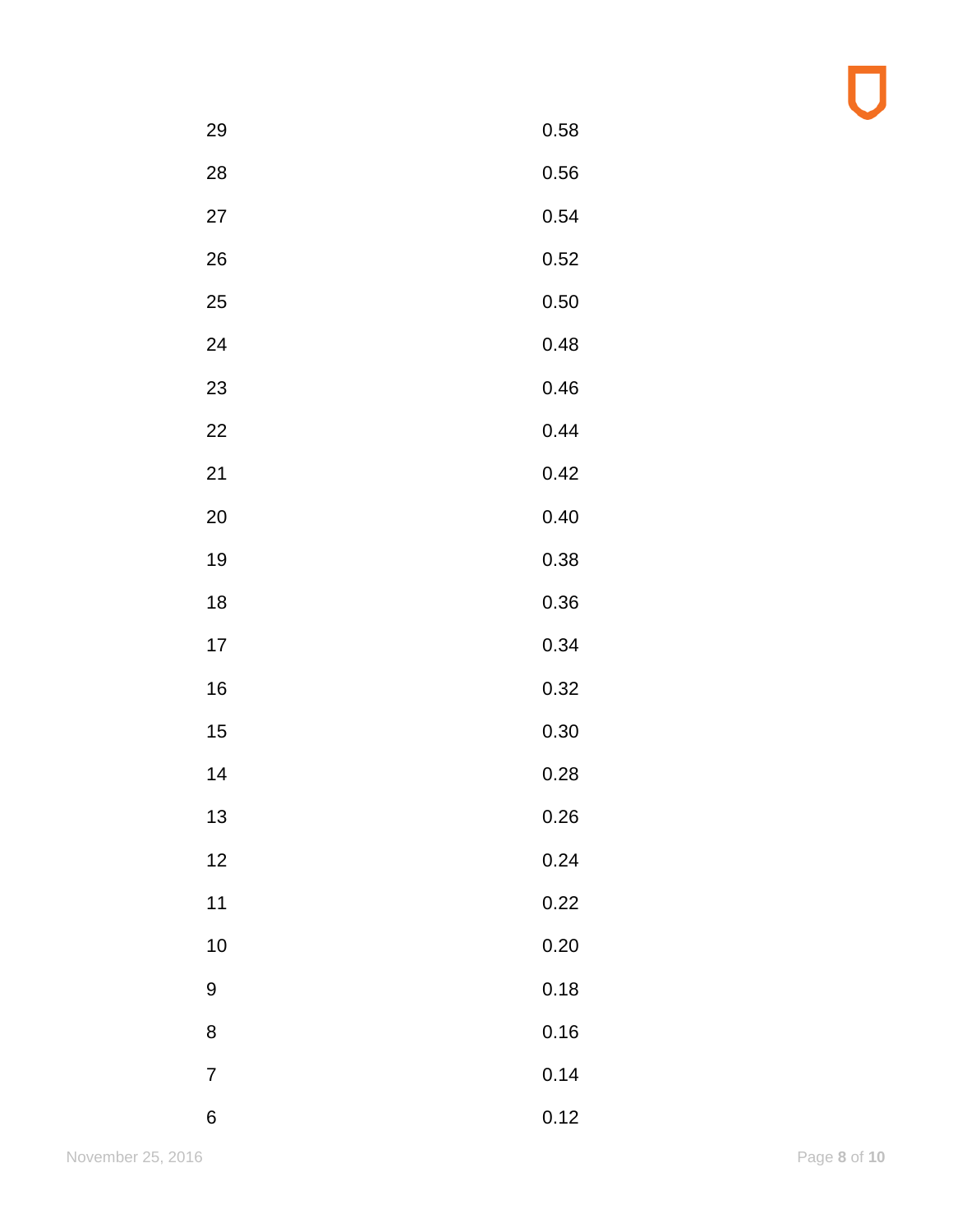| | |
|---|---|
| 29 | 0.58 |
| 28 | 0.56 |
| 27 | 0.54 |
| 26 | 0.52 |
| 25 | 0.50 |
| 24 | 0.48 |
| 23 | 0.46 |
| 22 | 0.44 |
| 21 | 0.42 |
| 20 | 0.40 |
| 19 | 0.38 |
| 18 | 0.36 |
| 17 | 0.34 |
| 16 | 0.32 |
| 15 | 0.30 |
| 14 | 0.28 |
| 13 | 0.26 |
| 12 | 0.24 |
| 11 | 0.22 |
| 10 | 0.20 |
| 9 | 0.18 |
| 8 | 0.16 |
| 7 | 0.14 |
| 6 | 0.12 |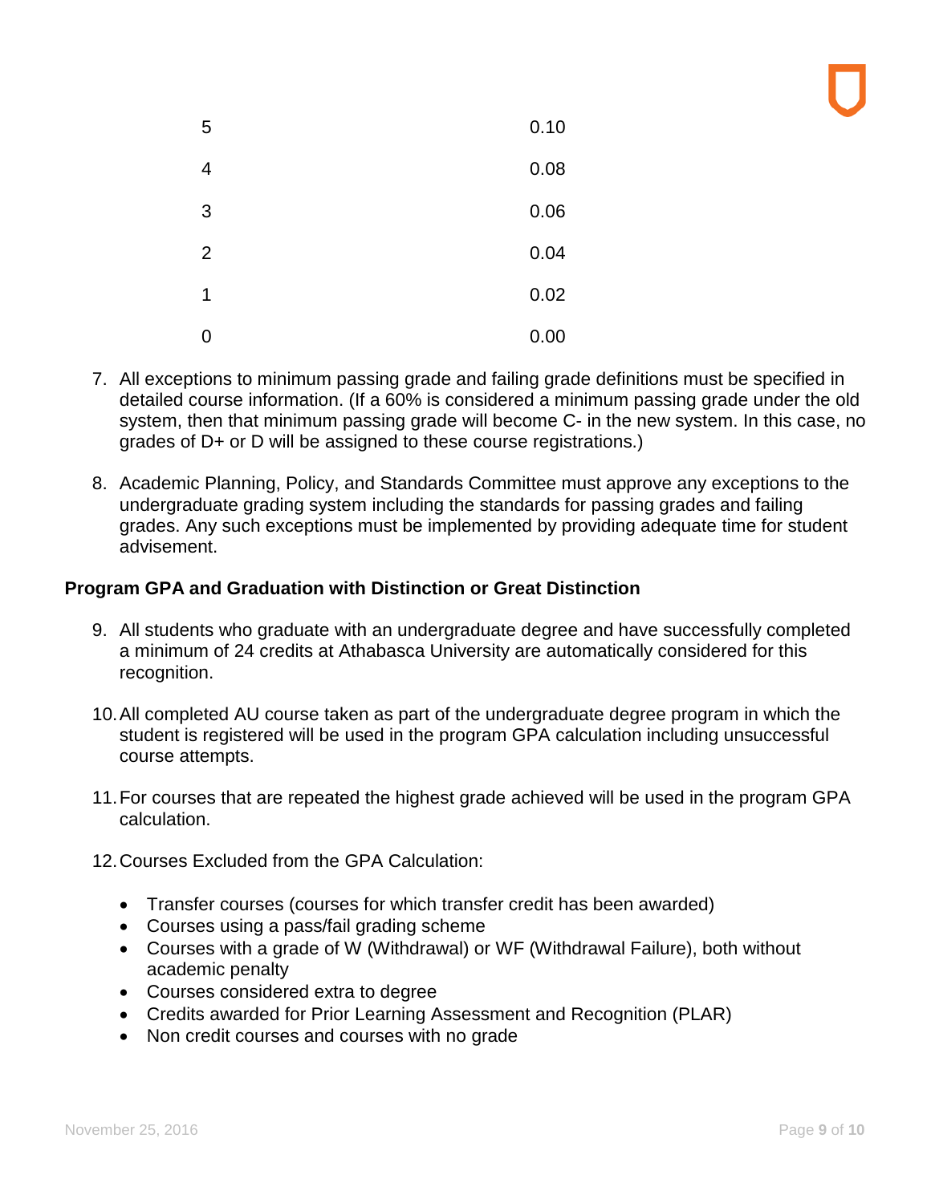| | |
|---|---|
| 5 | 0.10 |
| 4 | 0.08 |
| 3 | 0.06 |
| 2 | 0.04 |
| 1 | 0.02 |
| 0 | 0.00 |

7. All exceptions to minimum passing grade and failing grade definitions must be specified in detailed course information. (If a 60% is considered a minimum passing grade under the old system, then that minimum passing grade will become C- in the new system. In this case, no grades of D+ or D will be assigned to these course registrations.)

8. Academic Planning, Policy, and Standards Committee must approve any exceptions to the undergraduate grading system including the standards for passing grades and failing grades. Any such exceptions must be implemented by providing adequate time for student advisement.

**Program GPA and Graduation with Distinction or Great Distinction**

9. All students who graduate with an undergraduate degree and have successfully completed a minimum of 24 credits at Athabasca University are automatically considered for this recognition.

10. All completed AU course taken as part of the undergraduate degree program in which the student is registered will be used in the program GPA calculation including unsuccessful course attempts.

11. For courses that are repeated the highest grade achieved will be used in the program GPA calculation.

12. Courses Excluded from the GPA Calculation:

    - Transfer courses (courses for which transfer credit has been awarded)
    - Courses using a pass/fail grading scheme
    - Courses with a grade of W (Withdrawal) or WF (Withdrawal Failure), both without academic penalty
    - Courses considered extra to degree
    - Credits awarded for Prior Learning Assessment and Recognition (PLAR)
    - Non credit courses and courses with no grade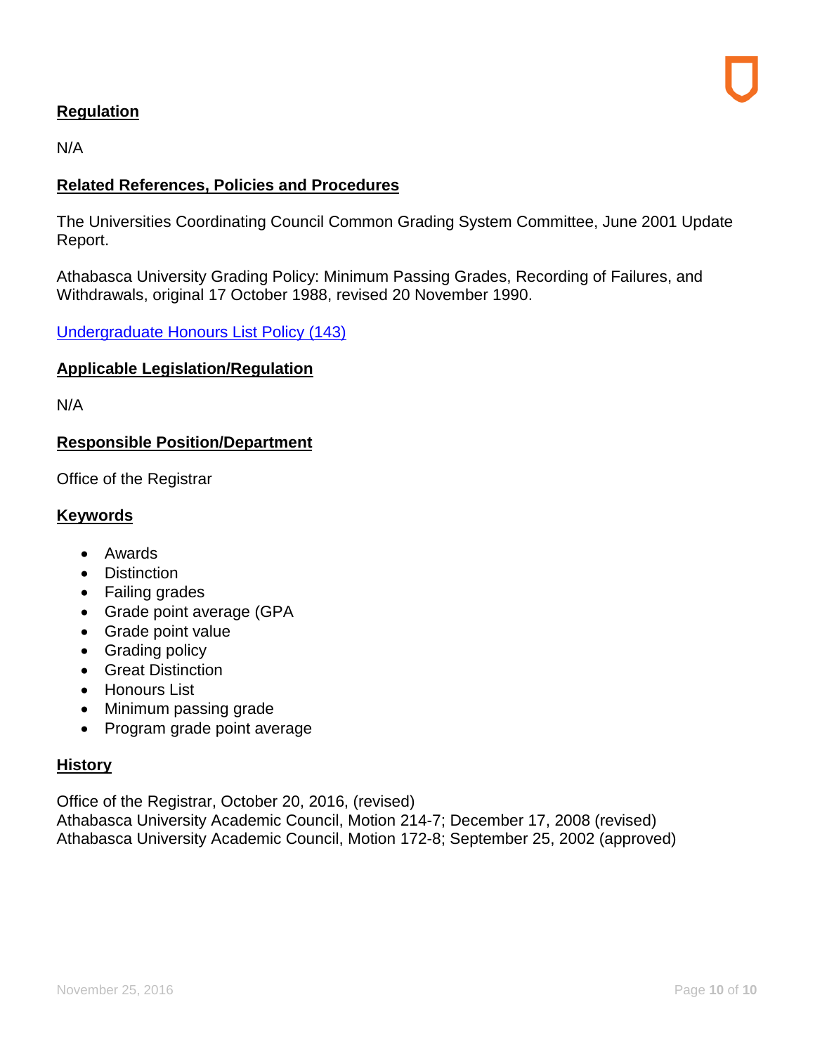## Regulation

N/A

## Related References, Policies and Procedures

The Universities Coordinating Council Common Grading System Committee, June 2001 Update Report.

Athabasca University Grading Policy: Minimum Passing Grades, Recording of Failures, and Withdrawals, original 17 October 1988, revised 20 November 1990.

Undergraduate Honours List Policy (143)

## Applicable Legislation/Regulation

N/A

## Responsible Position/Department

Office of the Registrar

## Keywords

- Awards
- Distinction
- Failing grades
- Grade point average (GPA
- Grade point value
- Grading policy
- Great Distinction
- Honours List
- Minimum passing grade
- Program grade point average

## History

Office of the Registrar, October 20, 2016, (revised)
Athabasca University Academic Council, Motion 214-7; December 17, 2008 (revised)
Athabasca University Academic Council, Motion 172-8; September 25, 2002 (approved)